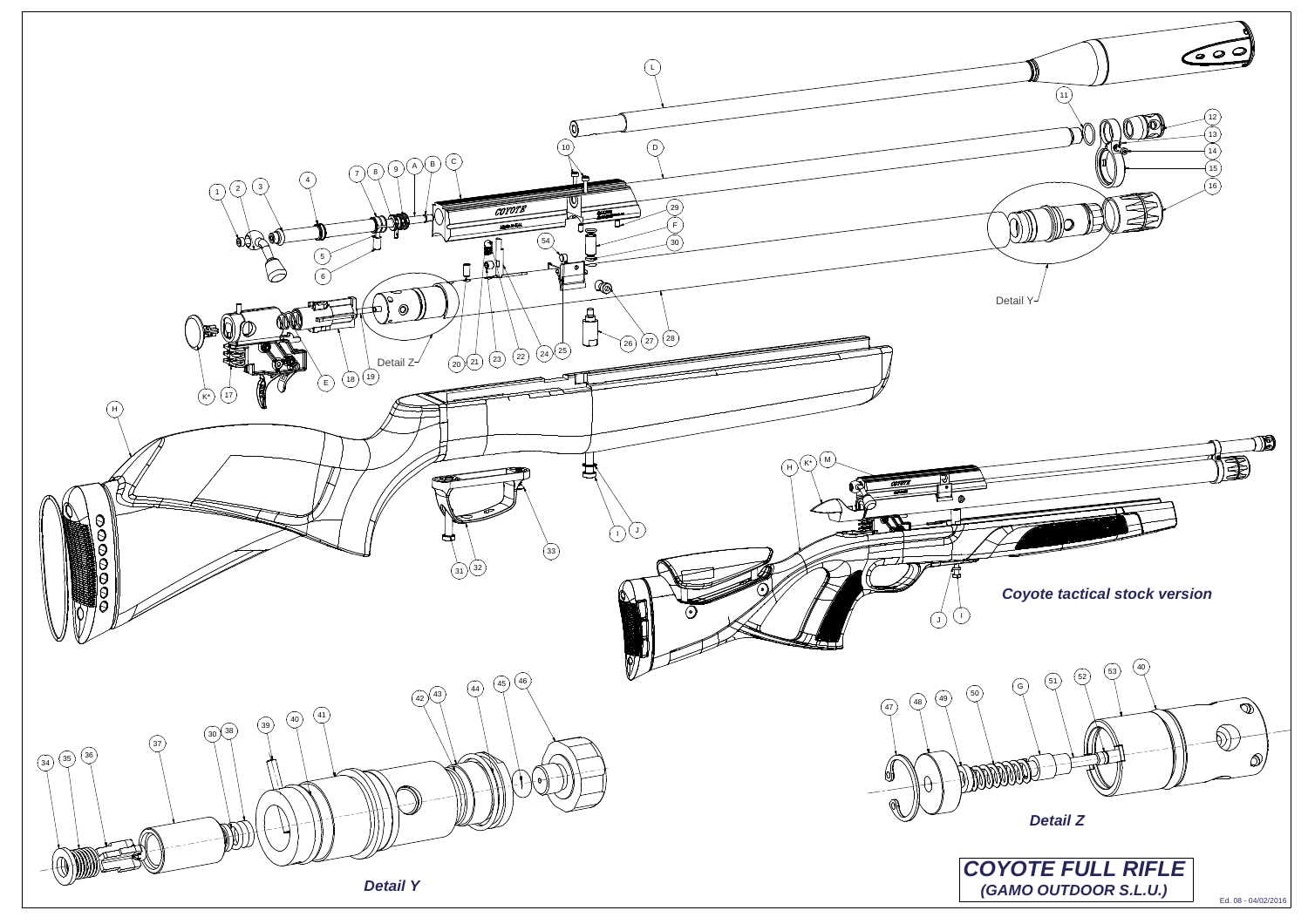*Coyote tactical stock version*

*Detail Y*

*Detail Z*

**COYOTE FULL RIFLE**
***(GAMO OUTDOOR S.L.U.)***

Ed. 08 - 04/02/2016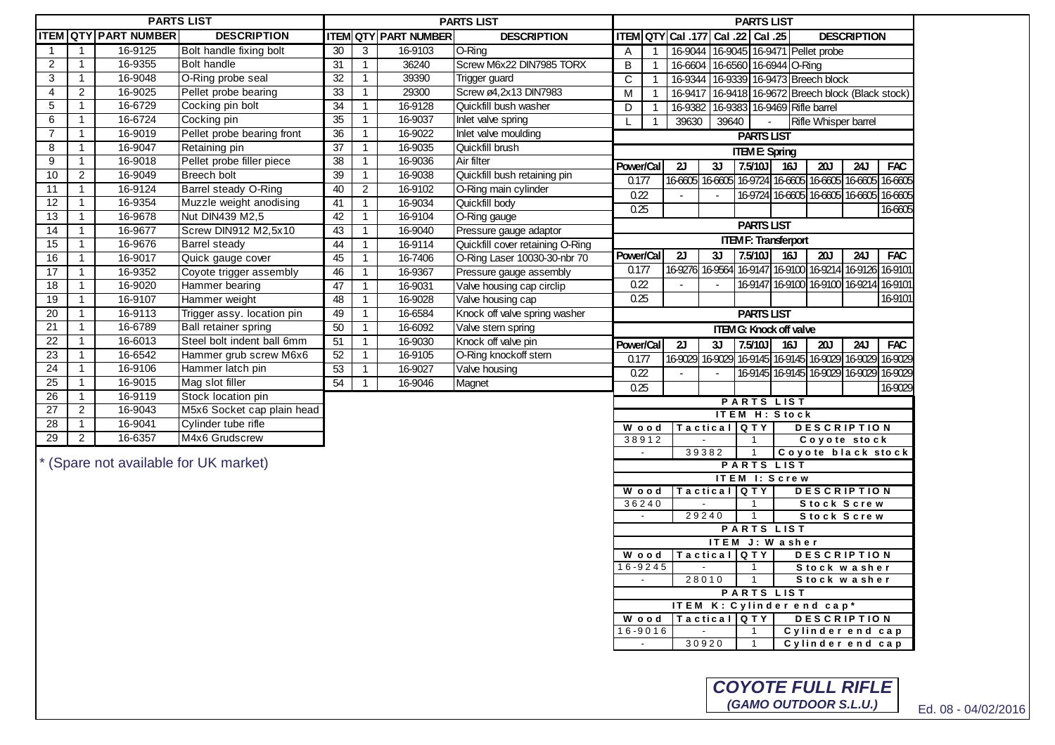| PARTS LIST | | | |
|---|---|---|---|
| **ITEM** | **QTY** | **PART NUMBER** | **DESCRIPTION** |
| 1 | 1 | 16-9125 | Bolt handle fixing bolt |
| 2 | 1 | 16-9355 | Bolt handle |
| 3 | 1 | 16-9048 | O-Ring probe seal |
| 4 | 2 | 16-9025 | Pellet probe bearing |
| 5 | 1 | 16-6729 | Cocking pin bolt |
| 6 | 1 | 16-6724 | Cocking pin |
| 7 | 1 | 16-9019 | Pellet probe bearing front |
| 8 | 1 | 16-9047 | Retaining pin |
| 9 | 1 | 16-9018 | Pellet probe filler piece |
| 10 | 2 | 16-9049 | Breech bolt |
| 11 | 1 | 16-9124 | Barrel steady O-Ring |
| 12 | 1 | 16-9354 | Muzzle weight anodising |
| 13 | 1 | 16-9678 | Nut DIN439 M2,5 |
| 14 | 1 | 16-9677 | Screw DIN912 M2,5x10 |
| 15 | 1 | 16-9676 | Barrel steady |
| 16 | 1 | 16-9017 | Quick gauge cover |
| 17 | 1 | 16-9352 | Coyote trigger assembly |
| 18 | 1 | 16-9020 | Hammer bearing |
| 19 | 1 | 16-9107 | Hammer weight |
| 20 | 1 | 16-9113 | Trigger assy. location pin |
| 21 | 1 | 16-6789 | Ball retainer spring |
| 22 | 1 | 16-6013 | Steel bolt indent ball 6mm |
| 23 | 1 | 16-6542 | Hammer grub screw M6x6 |
| 24 | 1 | 16-9106 | Hammer latch pin |
| 25 | 1 | 16-9015 | Mag slot filler |
| 26 | 1 | 16-9119 | Stock location pin |
| 27 | 2 | 16-9043 | M5x6 Socket cap plain head |
| 28 | 1 | 16-9041 | Cylinder tube rifle |
| 29 | 2 | 16-6357 | M4x6 Grudscrew |

* (Spare not available for UK market)

| PARTS LIST | | | |
|---|---|---|---|
| **ITEM** | **QTY** | **PART NUMBER** | **DESCRIPTION** |
| 30 | 3 | 16-9103 | O-Ring |
| 31 | 1 | 36240 | Screw M6x22 DIN7985 TORX |
| 32 | 1 | 39390 | Trigger guard |
| 33 | 1 | 29300 | Screw ø4,2x13 DIN7983 |
| 34 | 1 | 16-9128 | Quickfill bush washer |
| 35 | 1 | 16-9037 | Inlet valve spring |
| 36 | 1 | 16-9022 | Inlet valve moulding |
| 37 | 1 | 16-9035 | Quickfill brush |
| 38 | 1 | 16-9036 | Air filter |
| 39 | 1 | 16-9038 | Quickfill bush retaining pin |
| 40 | 2 | 16-9102 | O-Ring main cylinder |
| 41 | 1 | 16-9034 | Quickfill body |
| 42 | 1 | 16-9104 | O-Ring gauge |
| 43 | 1 | 16-9040 | Pressure gauge adaptor |
| 44 | 1 | 16-9114 | Quickfill cover retaining O-Ring |
| 45 | 1 | 16-7406 | O-Ring Laser 10030-30-nbr 70 |
| 46 | 1 | 16-9367 | Pressure gauge assembly |
| 47 | 1 | 16-9031 | Valve housing cap circlip |
| 48 | 1 | 16-9028 | Valve housing cap |
| 49 | 1 | 16-6584 | Knock off valve spring washer |
| 50 | 1 | 16-6092 | Valve stem spring |
| 51 | 1 | 16-9030 | Knock off valve pin |
| 52 | 1 | 16-9105 | O-Ring knockoff stem |
| 53 | 1 | 16-9027 | Valve housing |
| 54 | 1 | 16-9046 | Magnet |

| PARTS LIST | | | | | |
|---|---|---|---|---|---|
| **ITEM** | **QTY** | **Cal .177** | **Cal .22** | **Cal .25** | **DESCRIPTION** |
| A | 1 | 16-9044 | 16-9045 | 16-9471 | Pellet probe |
| B | 1 | 16-6604 | 16-6560 | 16-6944 | O-Ring |
| C | 1 | 16-9344 | 16-9339 | 16-9473 | Breech block |
| M | 1 | 16-9417 | 16-9418 | 16-9672 | Breech block (Black stock) |
| D | 1 | 16-9382 | 16-9383 | 16-9469 | Rifle barrel |
| L | 1 | 39630 | 39640 | - | Rifle Whisper barrel |

**PARTS LIST — ITEM E: Spring**

| Power/Cal | 2J | 3J | 7.5/10J | 16J | 20J | 24J | FAC |
|---|---|---|---|---|---|---|---|
| 0.177 | 16-6605 | 16-6605 | 16-9724 | 16-6605 | 16-6605 | 16-6605 | 16-6605 |
| 0.22 | - | - | 16-9724 | 16-6605 | 16-6605 | 16-6605 | 16-6605 |
| 0.25 | | | | | | | 16-6605 |

**PARTS LIST — ITEM F: Transferport**

| Power/Cal | 2J | 3J | 7.5/10J | 16J | 20J | 24J | FAC |
|---|---|---|---|---|---|---|---|
| 0.177 | 16-9276 | 16-9564 | 16-9147 | 16-9100 | 16-9214 | 16-9126 | 16-9101 |
| 0.22 | - | - | 16-9147 | 16-9100 | 16-9100 | 16-9214 | 16-9101 |
| 0.25 | | | | | | | 16-9101 |

**PARTS LIST — ITEM G: Knock off valve**

| Power/Cal | 2J | 3J | 7.5/10J | 16J | 20J | 24J | FAC |
|---|---|---|---|---|---|---|---|
| 0.177 | 16-9029 | 16-9029 | 16-9145 | 16-9145 | 16-9029 | 16-9029 | 16-9029 |
| 0.22 | - | - | 16-9145 | 16-9145 | 16-9029 | 16-9029 | 16-9029 |
| 0.25 | | | | | | | 16-9029 |

**PARTS LIST — ITEM H: Stock**

| Wood | Tactical | QTY | DESCRIPTION |
|---|---|---|---|
| 38912 | - | 1 | Coyote stock |
| - | 39382 | 1 | Coyote black stock |

**PARTS LIST — ITEM I: Screw**

| Wood | Tactical | QTY | DESCRIPTION |
|---|---|---|---|
| 36240 | - | 1 | Stock Screw |
| - | 29240 | 1 | Stock Screw |

**PARTS LIST — ITEM J: Washer**

| Wood | Tactical | QTY | DESCRIPTION |
|---|---|---|---|
| 16-9245 | - | 1 | Stock washer |
| - | 28010 | 1 | Stock washer |

**PARTS LIST — ITEM K: Cylinder end cap***

| Wood | Tactical | QTY | DESCRIPTION |
|---|---|---|---|
| 16-9016 | - | 1 | Cylinder end cap |
| - | 30920 | 1 | Cylinder end cap |

***COYOTE FULL RIFLE***
***(GAMO OUTDOOR S.L.U.)***

Ed. 08 - 04/02/2016